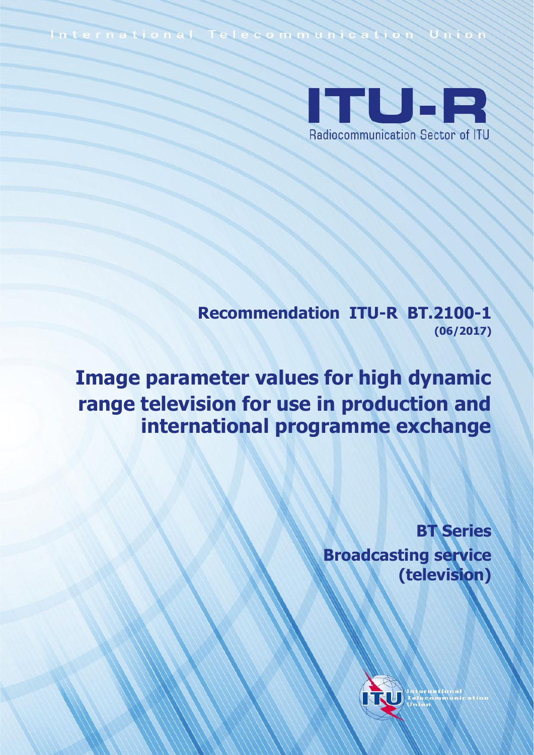International Telecommunication Union

# ITU-R

Radiocommunication Sector of ITU

**Recommendation ITU-R BT.2100-1**
**(06/2017)**

# Image parameter values for high dynamic range television for use in production and international programme exchange

**BT Series**
**Broadcasting service (television)**

International Telecommunication Union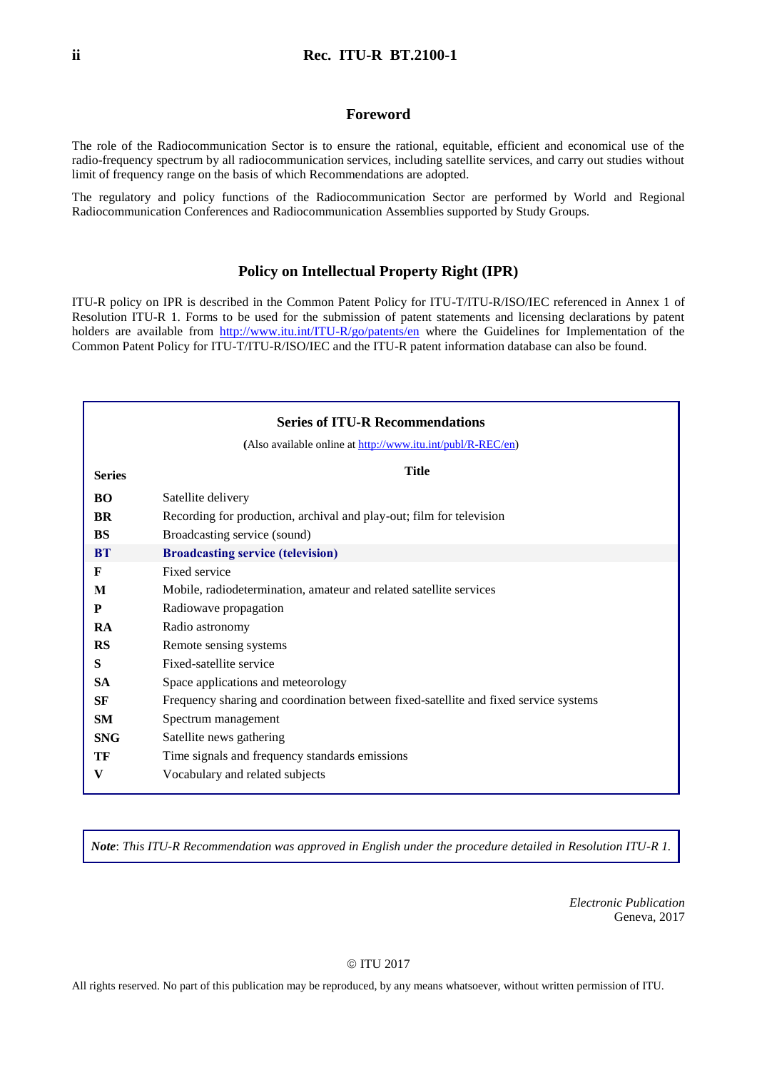## Foreword

The role of the Radiocommunication Sector is to ensure the rational, equitable, efficient and economical use of the radio-frequency spectrum by all radiocommunication services, including satellite services, and carry out studies without limit of frequency range on the basis of which Recommendations are adopted.

The regulatory and policy functions of the Radiocommunication Sector are performed by World and Regional Radiocommunication Conferences and Radiocommunication Assemblies supported by Study Groups.

## Policy on Intellectual Property Right (IPR)

ITU-R policy on IPR is described in the Common Patent Policy for ITU-T/ITU-R/ISO/IEC referenced in Annex 1 of Resolution ITU-R 1. Forms to be used for the submission of patent statements and licensing declarations by patent holders are available from http://www.itu.int/ITU-R/go/patents/en where the Guidelines for Implementation of the Common Patent Policy for ITU-T/ITU-R/ISO/IEC and the ITU-R patent information database can also be found.

### Series of ITU-R Recommendations

(Also available online at http://www.itu.int/publ/R-REC/en)

| Series | Title |
|---|---|
| **BO** | Satellite delivery |
| **BR** | Recording for production, archival and play-out; film for television |
| **BS** | Broadcasting service (sound) |
| **BT** | **Broadcasting service (television)** |
| **F** | Fixed service |
| **M** | Mobile, radiodetermination, amateur and related satellite services |
| **P** | Radiowave propagation |
| **RA** | Radio astronomy |
| **RS** | Remote sensing systems |
| **S** | Fixed-satellite service |
| **SA** | Space applications and meteorology |
| **SF** | Frequency sharing and coordination between fixed-satellite and fixed service systems |
| **SM** | Spectrum management |
| **SNG** | Satellite news gathering |
| **TF** | Time signals and frequency standards emissions |
| **V** | Vocabulary and related subjects |

***Note****: This ITU-R Recommendation was approved in English under the procedure detailed in Resolution ITU-R 1.*

*Electronic Publication*
Geneva, 2017

© ITU 2017

All rights reserved. No part of this publication may be reproduced, by any means whatsoever, without written permission of ITU.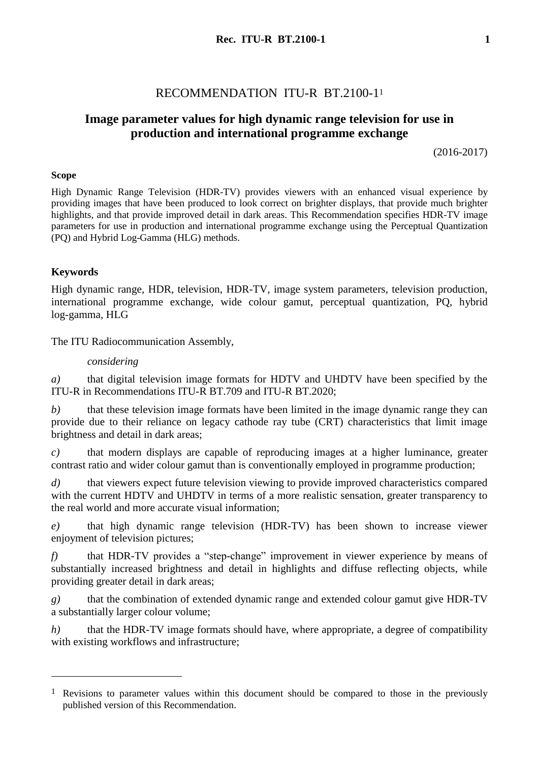# RECOMMENDATION ITU-R BT.2100-1[1]

## Image parameter values for high dynamic range television for use in production and international programme exchange

(2016-2017)

### Scope

High Dynamic Range Television (HDR-TV) provides viewers with an enhanced visual experience by providing images that have been produced to look correct on brighter displays, that provide much brighter highlights, and that provide improved detail in dark areas. This Recommendation specifies HDR-TV image parameters for use in production and international programme exchange using the Perceptual Quantization (PQ) and Hybrid Log-Gamma (HLG) methods.

### Keywords

High dynamic range, HDR, television, HDR-TV, image system parameters, television production, international programme exchange, wide colour gamut, perceptual quantization, PQ, hybrid log-gamma, HLG

The ITU Radiocommunication Assembly,

*considering*

*a)* that digital television image formats for HDTV and UHDTV have been specified by the ITU-R in Recommendations ITU-R BT.709 and ITU-R BT.2020;

*b)* that these television image formats have been limited in the image dynamic range they can provide due to their reliance on legacy cathode ray tube (CRT) characteristics that limit image brightness and detail in dark areas;

*c)* that modern displays are capable of reproducing images at a higher luminance, greater contrast ratio and wider colour gamut than is conventionally employed in programme production;

*d)* that viewers expect future television viewing to provide improved characteristics compared with the current HDTV and UHDTV in terms of a more realistic sensation, greater transparency to the real world and more accurate visual information;

*e)* that high dynamic range television (HDR-TV) has been shown to increase viewer enjoyment of television pictures;

*f)* that HDR-TV provides a "step-change" improvement in viewer experience by means of substantially increased brightness and detail in highlights and diffuse reflecting objects, while providing greater detail in dark areas;

*g)* that the combination of extended dynamic range and extended colour gamut give HDR-TV a substantially larger colour volume;

*h)* that the HDR-TV image formats should have, where appropriate, a degree of compatibility with existing workflows and infrastructure;

---

[1] Revisions to parameter values within this document should be compared to those in the previously published version of this Recommendation.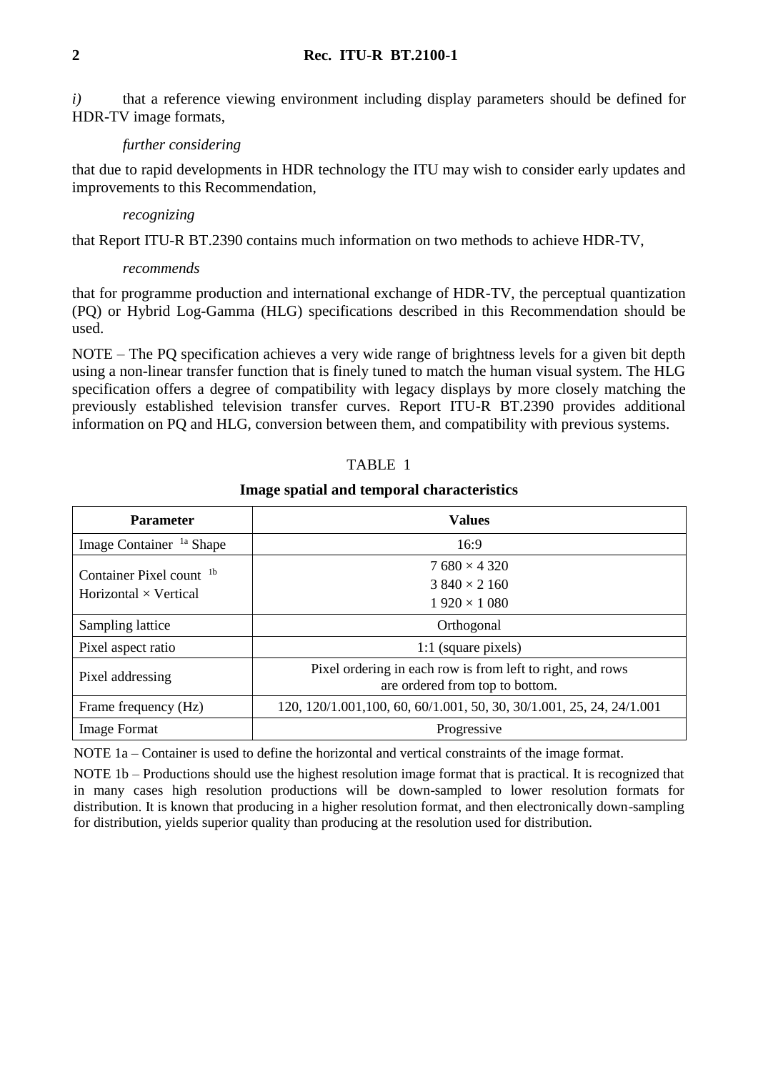*i)* that a reference viewing environment including display parameters should be defined for HDR-TV image formats,

*further considering*

that due to rapid developments in HDR technology the ITU may wish to consider early updates and improvements to this Recommendation,

*recognizing*

that Report ITU-R BT.2390 contains much information on two methods to achieve HDR-TV,

*recommends*

that for programme production and international exchange of HDR-TV, the perceptual quantization (PQ) or Hybrid Log-Gamma (HLG) specifications described in this Recommendation should be used.

NOTE – The PQ specification achieves a very wide range of brightness levels for a given bit depth using a non-linear transfer function that is finely tuned to match the human visual system. The HLG specification offers a degree of compatibility with legacy displays by more closely matching the previously established television transfer curves. Report ITU-R BT.2390 provides additional information on PQ and HLG, conversion between them, and compatibility with previous systems.

TABLE 1

**Image spatial and temporal characteristics**

| Parameter | Values |
|---|---|
| Image Container [1a] Shape | 16:9 |
| Container Pixel count [1b] Horizontal × Vertical | 7 680 × 4 320<br>3 840 × 2 160<br>1 920 × 1 080 |
| Sampling lattice | Orthogonal |
| Pixel aspect ratio | 1:1 (square pixels) |
| Pixel addressing | Pixel ordering in each row is from left to right, and rows are ordered from top to bottom. |
| Frame frequency (Hz) | 120, 120/1.001,100, 60, 60/1.001, 50, 30, 30/1.001, 25, 24, 24/1.001 |
| Image Format | Progressive |

NOTE 1a – Container is used to define the horizontal and vertical constraints of the image format.

NOTE 1b – Productions should use the highest resolution image format that is practical. It is recognized that in many cases high resolution productions will be down-sampled to lower resolution formats for distribution. It is known that producing in a higher resolution format, and then electronically down-sampling for distribution, yields superior quality than producing at the resolution used for distribution.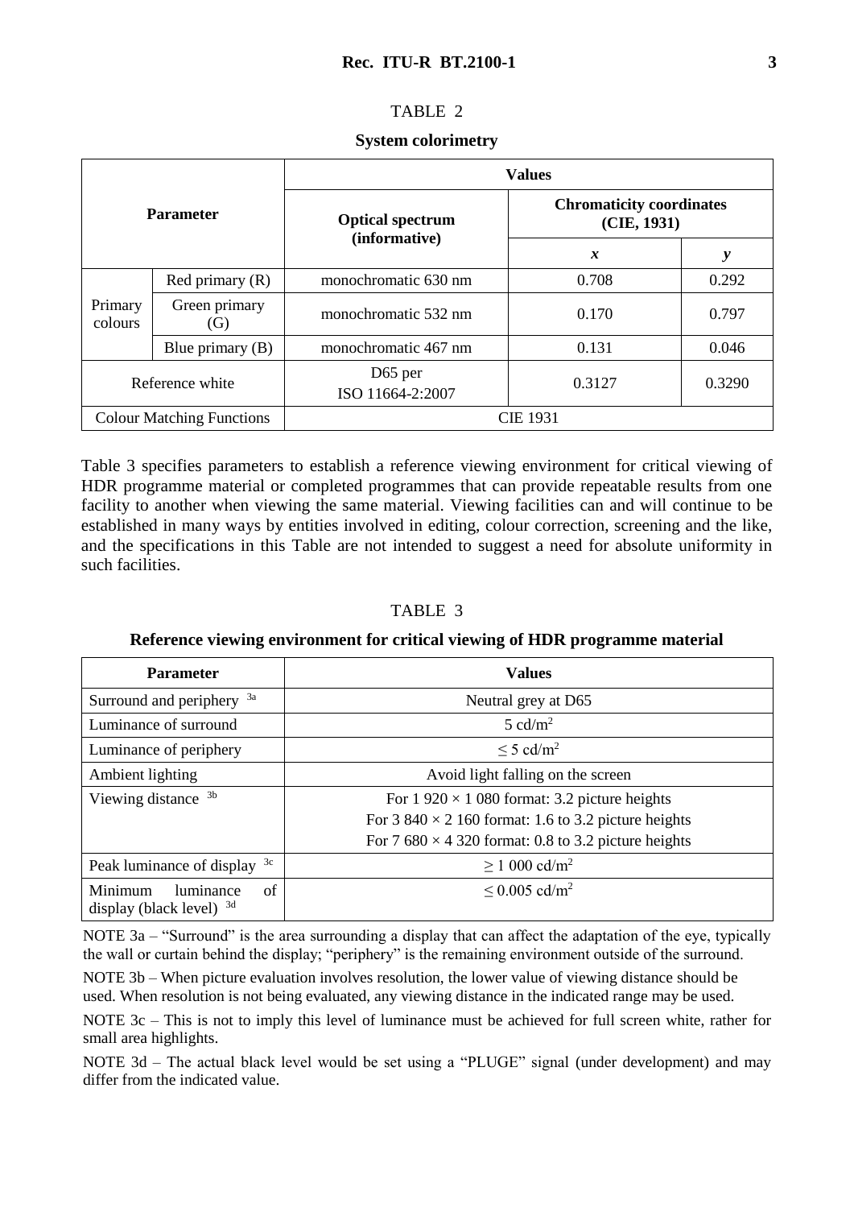TABLE 2

**System colorimetry**

| Parameter | | Values | | |
|---|---|---|---|---|
| | | **Optical spectrum (informative)** | **Chromaticity coordinates (CIE, 1931)** | |
| | | | ***x*** | ***y*** |
| Primary colours | Red primary (R) | monochromatic 630 nm | 0.708 | 0.292 |
| | Green primary (G) | monochromatic 532 nm | 0.170 | 0.797 |
| | Blue primary (B) | monochromatic 467 nm | 0.131 | 0.046 |
| Reference white | | D65 per ISO 11664-2:2007 | 0.3127 | 0.3290 |
| Colour Matching Functions | | CIE 1931 | | |

Table 3 specifies parameters to establish a reference viewing environment for critical viewing of HDR programme material or completed programmes that can provide repeatable results from one facility to another when viewing the same material. Viewing facilities can and will continue to be established in many ways by entities involved in editing, colour correction, screening and the like, and the specifications in this Table are not intended to suggest a need for absolute uniformity in such facilities.

TABLE 3

**Reference viewing environment for critical viewing of HDR programme material**

| Parameter | Values |
|---|---|
| Surround and periphery [3a] | Neutral grey at D65 |
| Luminance of surround | 5 cd/m$^2$ |
| Luminance of periphery | $\leq$ 5 cd/m$^2$ |
| Ambient lighting | Avoid light falling on the screen |
| Viewing distance [3b] | For 1 920 × 1 080 format: 3.2 picture heights<br>For 3 840 × 2 160 format: 1.6 to 3.2 picture heights<br>For 7 680 × 4 320 format: 0.8 to 3.2 picture heights |
| Peak luminance of display [3c] | $\geq$ 1 000 cd/m$^2$ |
| Minimum luminance of display (black level) [3d] | $\leq$ 0.005 cd/m$^2$ |

NOTE 3a – "Surround" is the area surrounding a display that can affect the adaptation of the eye, typically the wall or curtain behind the display; "periphery" is the remaining environment outside of the surround.

NOTE 3b – When picture evaluation involves resolution, the lower value of viewing distance should be used. When resolution is not being evaluated, any viewing distance in the indicated range may be used.

NOTE 3c – This is not to imply this level of luminance must be achieved for full screen white, rather for small area highlights.

NOTE 3d – The actual black level would be set using a "PLUGE" signal (under development) and may differ from the indicated value.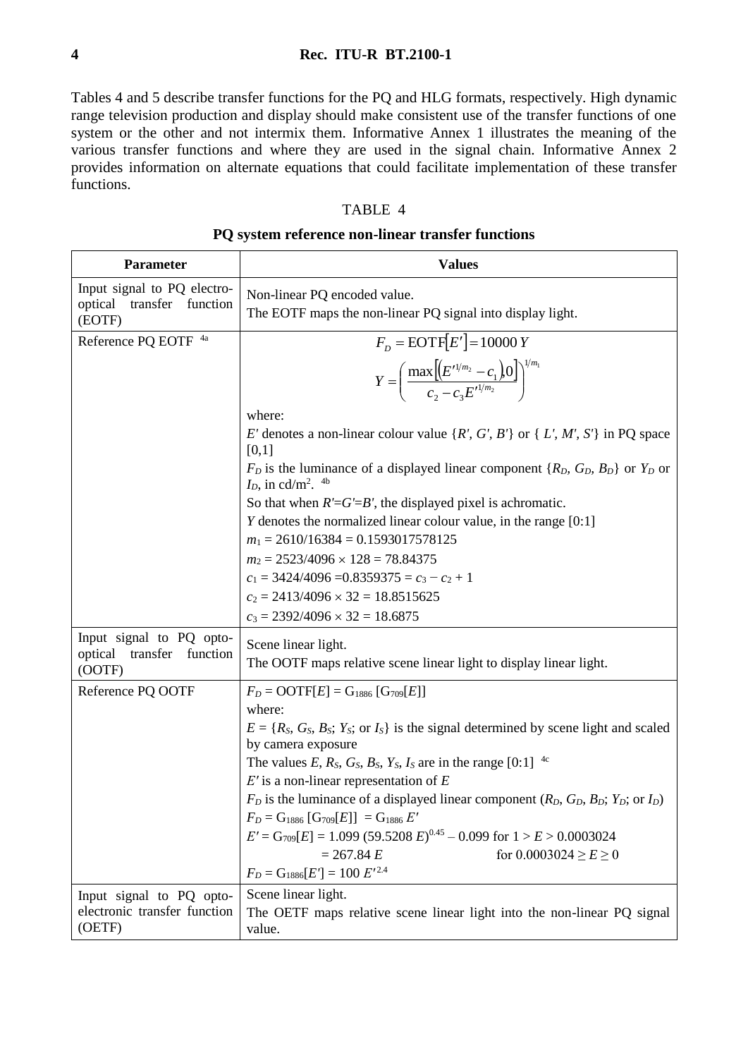Tables 4 and 5 describe transfer functions for the PQ and HLG formats, respectively. High dynamic range television production and display should make consistent use of the transfer functions of one system or the other and not intermix them. Informative Annex 1 illustrates the meaning of the various transfer functions and where they are used in the signal chain. Informative Annex 2 provides information on alternate equations that could facilitate implementation of these transfer functions.

TABLE 4

**PQ system reference non-linear transfer functions**

| Parameter | Values |
|---|---|
| Input signal to PQ electro-optical transfer function (EOTF) | Non-linear PQ encoded value.<br>The EOTF maps the non-linear PQ signal into display light. |
| Reference PQ EOTF [4a] | $$F_D = \text{EOTF}[E'] = 10000\,Y$$ $$Y = \left( \frac{\max\left[\left(E'^{1/m_2} - c_1\right), 0\right]}{c_2 - c_3 E'^{1/m_2}} \right)^{1/m_1}$$ where:<br>$E'$ denotes a non-linear colour value $\{R', G', B'\}$ or $\{L', M', S'\}$ in PQ space [0,1]<br>$F_D$ is the luminance of a displayed linear component $\{R_D, G_D, B_D\}$ or $Y_D$ or $I_D$, in cd/m$^2$. [4b]<br>So that when $R'=G'=B'$, the displayed pixel is achromatic.<br>$Y$ denotes the normalized linear colour value, in the range [0:1]<br>$m_1 = 2610/16384 = 0.1593017578125$<br>$m_2 = 2523/4096 \times 128 = 78.84375$<br>$c_1 = 3424/4096 = 0.8359375 = c_3 - c_2 + 1$<br>$c_2 = 2413/4096 \times 32 = 18.8515625$<br>$c_3 = 2392/4096 \times 32 = 18.6875$ |
| Input signal to PQ opto-optical transfer function (OOTF) | Scene linear light.<br>The OOTF maps relative scene linear light to display linear light. |
| Reference PQ OOTF | $F_D = \text{OOTF}[E] = \text{G}_{1886}\,[\text{G}_{709}[E]]$<br>where:<br>$E = \{R_S, G_S, B_S; Y_S;$ or $I_S\}$ is the signal determined by scene light and scaled by camera exposure<br>The values $E$, $R_S$, $G_S$, $B_S$, $Y_S$, $I_S$ are in the range [0:1] [4c]<br>$E'$ is a non-linear representation of $E$<br>$F_D$ is the luminance of a displayed linear component ($R_D$, $G_D$, $B_D$; $Y_D$; or $I_D$)<br>$F_D = \text{G}_{1886}\,[\text{G}_{709}[E]] = \text{G}_{1886}\,E'$<br>$E' = \text{G}_{709}[E] = 1.099\,(59.5208\,E)^{0.45} - 0.099$ for $1 > E > 0.0003024$<br>$= 267.84\,E$ for $0.0003024 \geq E \geq 0$<br>$F_D = \text{G}_{1886}[E'] = 100\,E'^{2.4}$ |
| Input signal to PQ opto-electronic transfer function (OETF) | Scene linear light.<br>The OETF maps relative scene linear light into the non-linear PQ signal value. |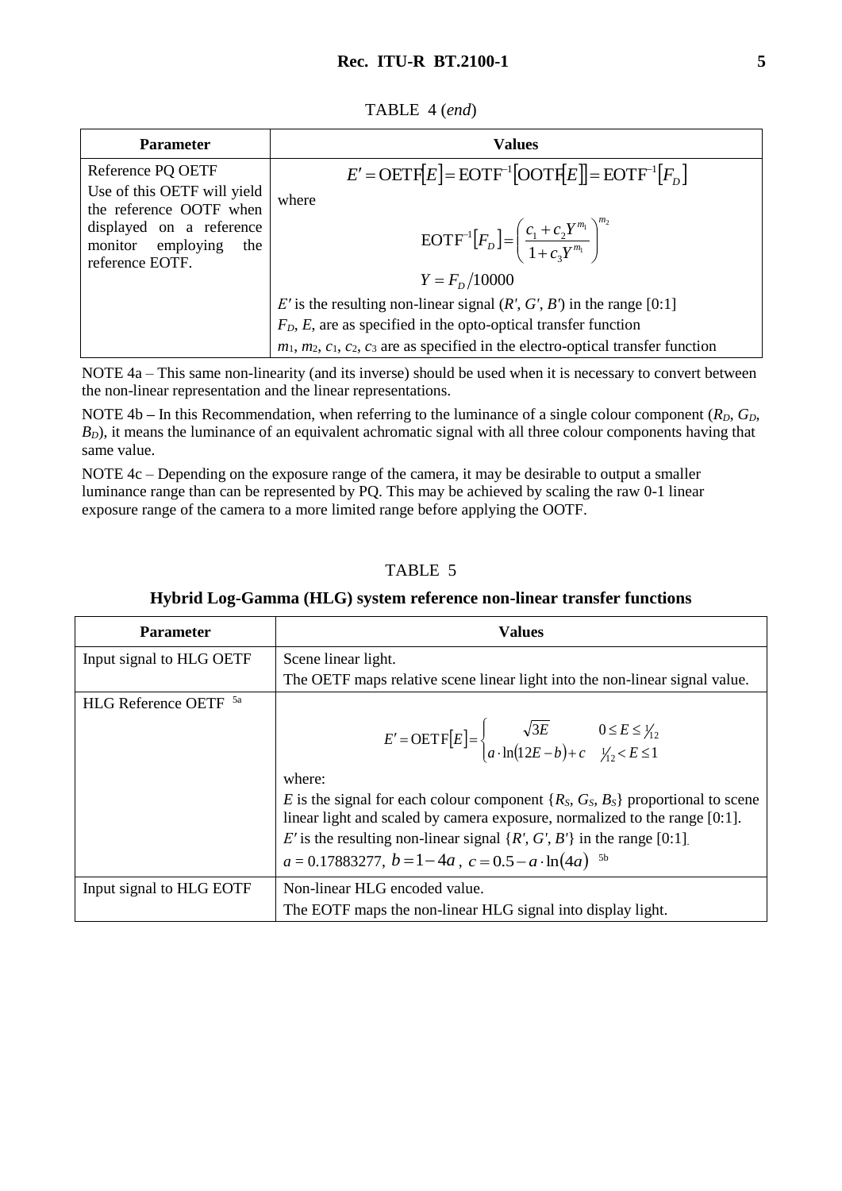TABLE 4 (*end*)

| Parameter | Values |
|---|---|
| Reference PQ OETF<br>Use of this OETF will yield the reference OOTF when displayed on a reference monitor employing the reference EOTF. | $$E' = \mathrm{OETF}[E] = \mathrm{EOTF}^{-1}[\mathrm{OOTF}[E]] = \mathrm{EOTF}^{-1}[F_D]$$ where $$\mathrm{EOTF}^{-1}[F_D] = \left(\frac{c_1 + c_2 Y^{m_1}}{1 + c_3 Y^{m_1}}\right)^{m_2}$$ $$Y = F_D/10000$$ $E'$ is the resulting non-linear signal ($R'$, $G'$, $B'$) in the range [0:1]<br>$F_D$, $E$, are as specified in the opto-optical transfer function<br>$m_1$, $m_2$, $c_1$, $c_2$, $c_3$ are as specified in the electro-optical transfer function |

NOTE 4a – This same non-linearity (and its inverse) should be used when it is necessary to convert between the non-linear representation and the linear representations.

NOTE 4b – In this Recommendation, when referring to the luminance of a single colour component ($R_D$, $G_D$, $B_D$), it means the luminance of an equivalent achromatic signal with all three colour components having that same value.

NOTE 4c – Depending on the exposure range of the camera, it may be desirable to output a smaller luminance range than can be represented by PQ. This may be achieved by scaling the raw 0-1 linear exposure range of the camera to a more limited range before applying the OOTF.

TABLE 5

**Hybrid Log-Gamma (HLG) system reference non-linear transfer functions**

| Parameter | Values |
|---|---|
| Input signal to HLG OETF | Scene linear light.<br>The OETF maps relative scene linear light into the non-linear signal value. |
| HLG Reference OETF [5a] | $$E' = \mathrm{OETF}[E] = \begin{cases} \sqrt{3E} & 0 \le E \le \frac{1}{12} \\ a \cdot \ln(12E - b) + c & \frac{1}{12} < E \le 1 \end{cases}$$ where:<br>$E$ is the signal for each colour component $\{R_S, G_S, B_S\}$ proportional to scene linear light and scaled by camera exposure, normalized to the range [0:1].<br>$E'$ is the resulting non-linear signal $\{R', G', B'\}$ in the range [0:1].<br>$a = 0.17883277$, $b = 1 - 4a$, $c = 0.5 - a \cdot \ln(4a)$ [5b] |
| Input signal to HLG EOTF | Non-linear HLG encoded value.<br>The EOTF maps the non-linear HLG signal into display light. |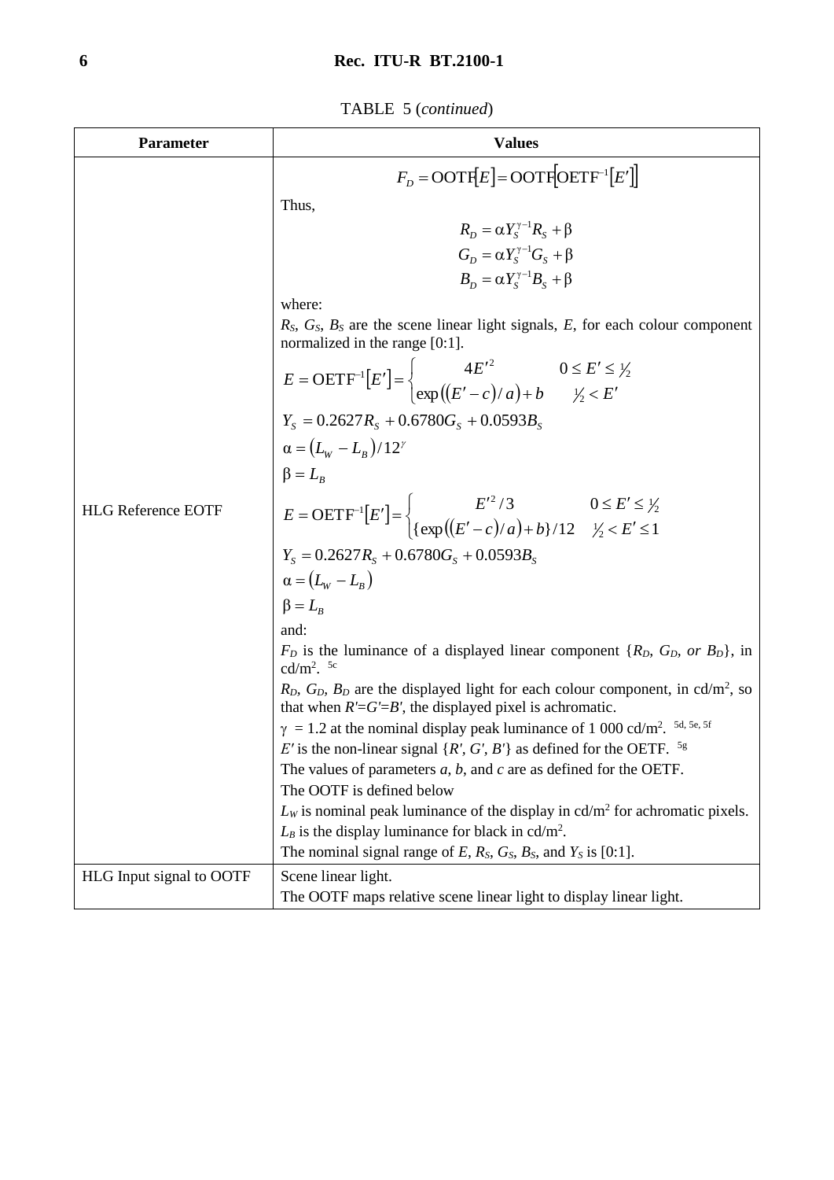TABLE 5 (*continued*)

| Parameter | Values |
|---|---|
| HLG Reference EOTF | $F_D = \mathrm{OOTF}[E] = \mathrm{OOTF}\left[\mathrm{OETF}^{-1}[E']\right]$ <br> Thus, <br> $R_D = \alpha Y_S^{\gamma-1} R_S + \beta$ <br> $G_D = \alpha Y_S^{\gamma-1} G_S + \beta$ <br> $B_D = \alpha Y_S^{\gamma-1} B_S + \beta$ <br> where: <br> $R_S$, $G_S$, $B_S$ are the scene linear light signals, $E$, for each colour component normalized in the range [0:1]. <br> $E = \mathrm{OETF}^{-1}[E'] = \begin{cases} 4E'^2 & 0 \le E' \le ½ \\ \exp\left((E'-c)/a\right)+b & ½ < E' \end{cases}$ <br> $Y_S = 0.2627R_S + 0.6780G_S + 0.0593B_S$ <br> $\alpha = (L_W - L_B)/12^{\gamma}$ <br> $\beta = L_B$ <br> $E = \mathrm{OETF}^{-1}[E'] = \begin{cases} E'^2/3 & 0 \le E' \le ½ \\ \{\exp\left((E'-c)/a\right)+b\}/12 & ½ < E' \le 1 \end{cases}$ <br> $Y_S = 0.2627R_S + 0.6780G_S + 0.0593B_S$ <br> $\alpha = (L_W - L_B)$ <br> $\beta = L_B$ <br> and: <br> $F_D$ is the luminance of a displayed linear component {$R_D$, $G_D$, *or* $B_D$}, in cd/m². [5c] <br> $R_D$, $G_D$, $B_D$ are the displayed light for each colour component, in cd/m², so that when $R'$=$G'$=$B'$, the displayed pixel is achromatic. <br> $\gamma$ = 1.2 at the nominal display peak luminance of 1 000 cd/m². [5d, 5e, 5f] <br> $E'$ is the non-linear signal {$R'$, $G'$, $B'$} as defined for the OETF. [5g] <br> The values of parameters $a$, $b$, and $c$ are as defined for the OETF. <br> The OOTF is defined below <br> $L_W$ is nominal peak luminance of the display in cd/m² for achromatic pixels. <br> $L_B$ is the display luminance for black in cd/m². <br> The nominal signal range of $E$, $R_S$, $G_S$, $B_S$, and $Y_S$ is [0:1]. |
| HLG Input signal to OOTF | Scene linear light. <br> The OOTF maps relative scene linear light to display linear light. |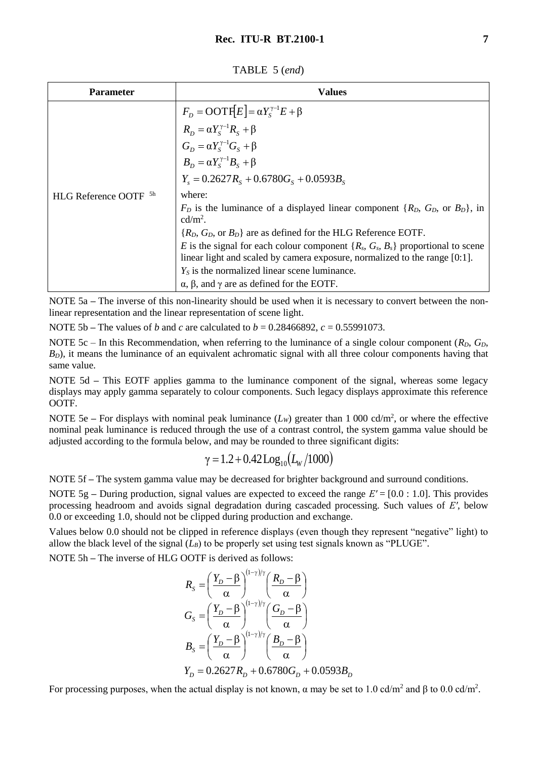TABLE 5 (*end*)

| Parameter | Values |
|---|---|
| HLG Reference OOTF [5h] | $F_D = \text{OOTF}[E] = \alpha Y_S^{\gamma-1} E + \beta$ <br> $R_D = \alpha Y_S^{\gamma-1} R_S + \beta$ <br> $G_D = \alpha Y_S^{\gamma-1} G_S + \beta$ <br> $B_D = \alpha Y_S^{\gamma-1} B_S + \beta$ <br> $Y_s = 0.2627 R_S + 0.6780 G_S + 0.0593 B_S$ <br> where: <br> $F_D$ is the luminance of a displayed linear component $\{R_D, G_D, \text{ or } B_D\}$, in cd/m$^2$. <br> $\{R_D, G_D, \text{ or } B_D\}$ are as defined for the HLG Reference EOTF. <br> $E$ is the signal for each colour component $\{R_s, G_s, B_s\}$ proportional to scene linear light and scaled by camera exposure, normalized to the range [0:1]. <br> $Y_S$ is the normalized linear scene luminance. <br> $\alpha$, $\beta$, and $\gamma$ are as defined for the EOTF. |

NOTE 5a – The inverse of this non-linearity should be used when it is necessary to convert between the non-linear representation and the linear representation of scene light.

NOTE 5b – The values of $b$ and $c$ are calculated to $b = 0.28466892$, $c = 0.55991073$.

NOTE 5c – In this Recommendation, when referring to the luminance of a single colour component ($R_D$, $G_D$, $B_D$), it means the luminance of an equivalent achromatic signal with all three colour components having that same value.

NOTE 5d – This EOTF applies gamma to the luminance component of the signal, whereas some legacy displays may apply gamma separately to colour components. Such legacy displays approximate this reference OOTF.

NOTE 5e – For displays with nominal peak luminance ($L_W$) greater than 1 000 cd/m$^2$, or where the effective nominal peak luminance is reduced through the use of a contrast control, the system gamma value should be adjusted according to the formula below, and may be rounded to three significant digits:

$$\gamma = 1.2 + 0.42 \text{Log}_{10}(L_W / 1000)$$

NOTE 5f – The system gamma value may be decreased for brighter background and surround conditions.

NOTE 5g – During production, signal values are expected to exceed the range $E' = [0.0 : 1.0]$. This provides processing headroom and avoids signal degradation during cascaded processing. Such values of $E'$, below 0.0 or exceeding 1.0, should not be clipped during production and exchange.

Values below 0.0 should not be clipped in reference displays (even though they represent "negative" light) to allow the black level of the signal ($L_B$) to be properly set using test signals known as "PLUGE".

NOTE 5h – The inverse of HLG OOTF is derived as follows:

$$R_S = \left(\frac{Y_D - \beta}{\alpha}\right)^{(1-\gamma)/\gamma} \left(\frac{R_D - \beta}{\alpha}\right)$$

$$G_S = \left(\frac{Y_D - \beta}{\alpha}\right)^{(1-\gamma)/\gamma} \left(\frac{G_D - \beta}{\alpha}\right)$$

$$B_S = \left(\frac{Y_D - \beta}{\alpha}\right)^{(1-\gamma)/\gamma} \left(\frac{B_D - \beta}{\alpha}\right)$$

$$Y_D = 0.2627 R_D + 0.6780 G_D + 0.0593 B_D$$

For processing purposes, when the actual display is not known, $\alpha$ may be set to 1.0 cd/m$^2$ and $\beta$ to 0.0 cd/m$^2$.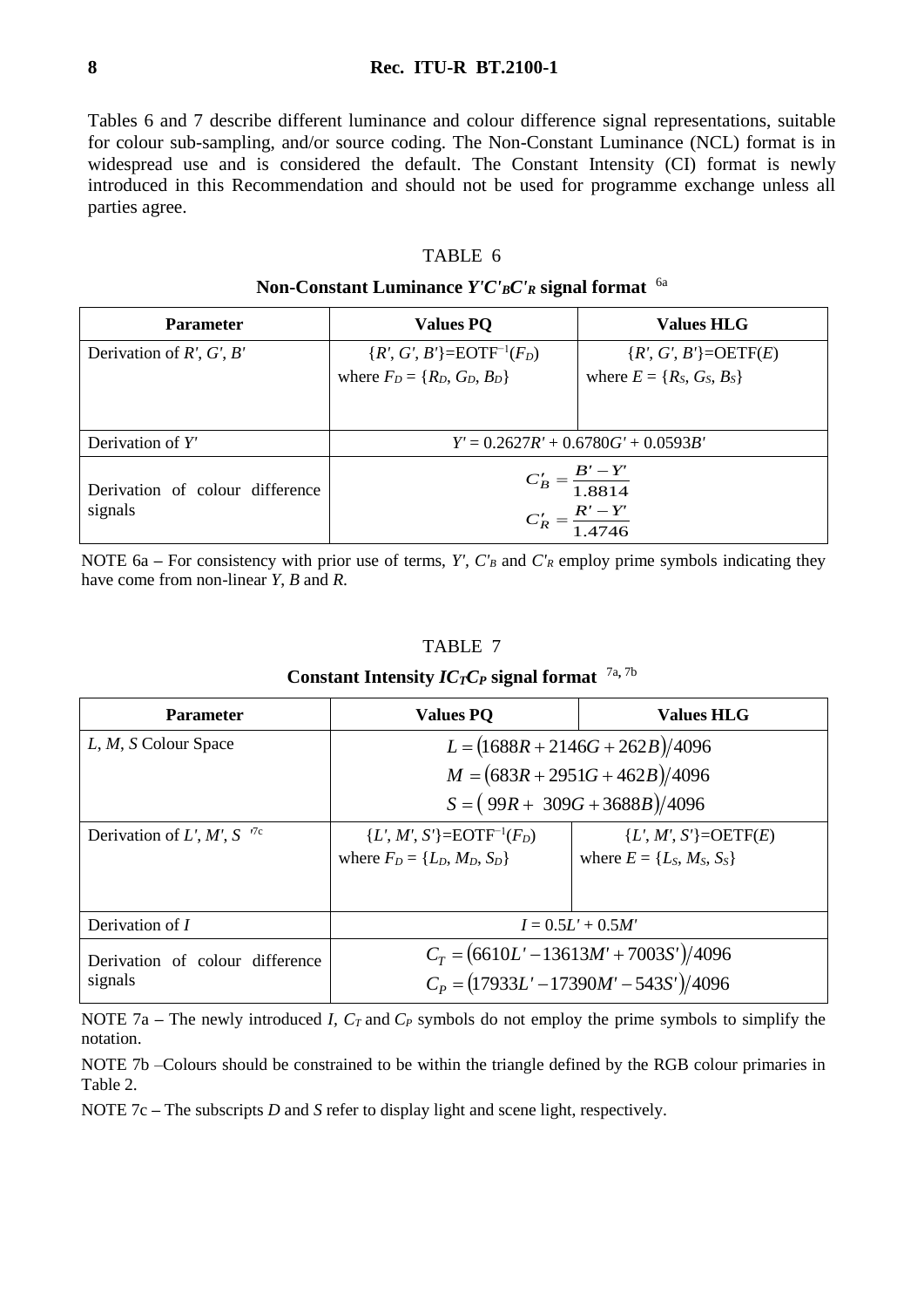Tables 6 and 7 describe different luminance and colour difference signal representations, suitable for colour sub-sampling, and/or source coding. The Non-Constant Luminance (NCL) format is in widespread use and is considered the default. The Constant Intensity (CI) format is newly introduced in this Recommendation and should not be used for programme exchange unless all parties agree.

TABLE 6

**Non-Constant Luminance $Y'C'_BC'_R$ signal format** [6a]

| Parameter | Values PQ | Values HLG |
|---|---|---|
| Derivation of $R'$, $G'$, $B'$ | $\{R', G', B'\}=\text{EOTF}^{-1}(F_D)$ where $F_D = \{R_D, G_D, B_D\}$ | $\{R', G', B'\}=\text{OETF}(E)$ where $E = \{R_S, G_S, B_S\}$ |
| Derivation of $Y'$ | $Y' = 0.2627R' + 0.6780G' + 0.0593B'$ | |
| Derivation of colour difference signals | $C'_B = \frac{B'-Y'}{1.8814}$ $C'_R = \frac{R'-Y'}{1.4746}$ | |

NOTE 6a – For consistency with prior use of terms, $Y'$, $C'_B$ and $C'_R$ employ prime symbols indicating they have come from non-linear $Y$, $B$ and $R$.

TABLE 7

**Constant Intensity $IC_TC_P$ signal format** [7a, 7b]

| Parameter | Values PQ | Values HLG |
|---|---|---|
| $L$, $M$, $S$ Colour Space | $L = (1688R + 2146G + 262B)/4096$ $M = (683R + 2951G + 462B)/4096$ $S = (99R + 309G + 3688B)/4096$ | |
| Derivation of $L'$, $M'$, $S'$ [7c] | $\{L', M', S'\}=\text{EOTF}^{-1}(F_D)$ where $F_D = \{L_D, M_D, S_D\}$ | $\{L', M', S'\}=\text{OETF}(E)$ where $E = \{L_S, M_S, S_S\}$ |
| Derivation of $I$ | $I = 0.5L' + 0.5M'$ | |
| Derivation of colour difference signals | $C_T = (6610L' - 13613M' + 7003S')/4096$ $C_P = (17933L' - 17390M' - 543S')/4096$ | |

NOTE 7a – The newly introduced $I$, $C_T$ and $C_P$ symbols do not employ the prime symbols to simplify the notation.

NOTE 7b –Colours should be constrained to be within the triangle defined by the RGB colour primaries in Table 2.

NOTE 7c – The subscripts $D$ and $S$ refer to display light and scene light, respectively.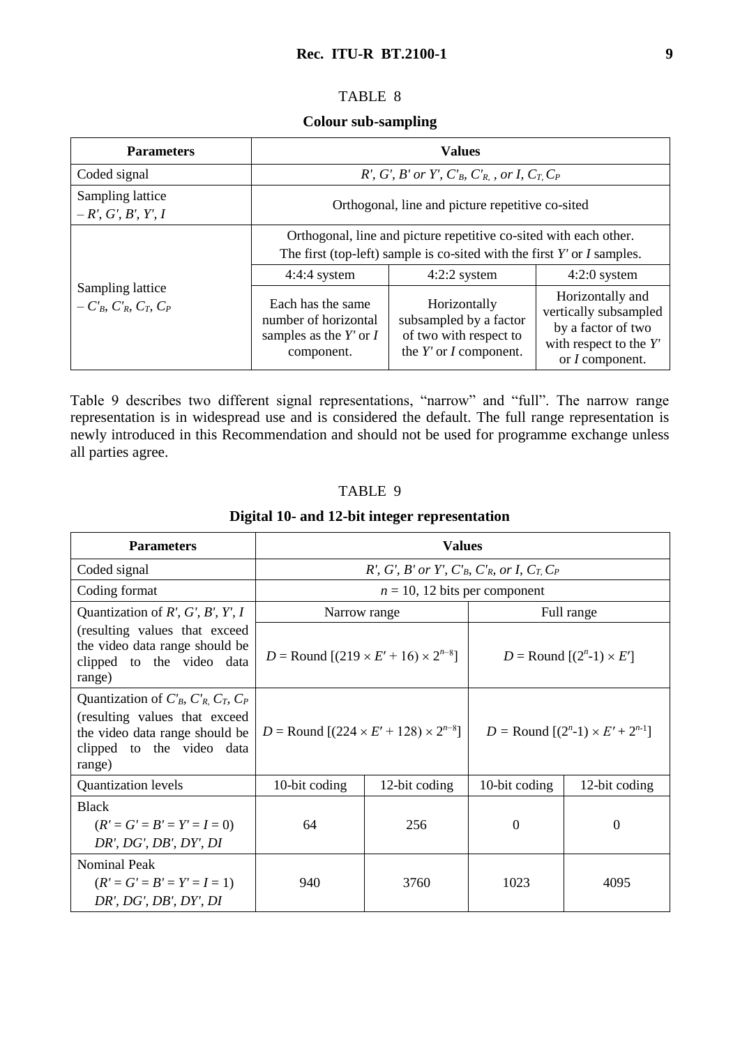TABLE 8

**Colour sub-sampling**

| Parameters | Values | | |
|---|---|---|---|
| Coded signal | $R'$, $G'$, $B'$ *or* $Y'$, $C'_B$, $C'_R$, *or* $I$, $C_T$, $C_P$ | | |
| Sampling lattice – $R'$, $G'$, $B'$, $Y'$, $I$ | Orthogonal, line and picture repetitive co-sited | | |
| Sampling lattice – $C'_B$, $C'_R$, $C_T$, $C_P$ | Orthogonal, line and picture repetitive co-sited with each other. The first (top-left) sample is co-sited with the first $Y'$ or $I$ samples. | | |
| | 4:4:4 system | 4:2:2 system | 4:2:0 system |
| | Each has the same number of horizontal samples as the $Y'$ or $I$ component. | Horizontally subsampled by a factor of two with respect to the $Y'$ or $I$ component. | Horizontally and vertically subsampled by a factor of two with respect to the $Y'$ or $I$ component. |

Table 9 describes two different signal representations, "narrow" and "full". The narrow range representation is in widespread use and is considered the default. The full range representation is newly introduced in this Recommendation and should not be used for programme exchange unless all parties agree.

TABLE 9

**Digital 10- and 12-bit integer representation**

| Parameters | Values | | | |
|---|---|---|---|---|
| Coded signal | $R'$, $G'$, $B'$ *or* $Y'$, $C'_B$, $C'_R$, *or* $I$, $C_T$, $C_P$ | | | |
| Coding format | $n = 10$, 12 bits per component | | | |
| Quantization of $R'$, $G'$, $B'$, $Y'$, $I$ (resulting values that exceed the video data range should be clipped to the video data range) | Narrow range | | Full range | |
| | $D = \text{Round}\,[(219 \times E' + 16) \times 2^{n-8}]$ | | $D = \text{Round}\,[(2^n\text{-}1) \times E']$ | |
| Quantization of $C'_B$, $C'_R$, $C_T$, $C_P$ (resulting values that exceed the video data range should be clipped to the video data range) | $D = \text{Round}\,[(224 \times E' + 128) \times 2^{n-8}]$ | | $D = \text{Round}\,[(2^n\text{-}1) \times E' + 2^{n\text{-}1}]$ | |
| Quantization levels | 10-bit coding | 12-bit coding | 10-bit coding | 12-bit coding |
| Black ($R' = G' = B' = Y' = I = 0$) $DR'$, $DG'$, $DB'$, $DY'$, $DI$ | 64 | 256 | 0 | 0 |
| Nominal Peak ($R' = G' = B' = Y' = I = 1$) $DR'$, $DG'$, $DB'$, $DY'$, $DI$ | 940 | 3760 | 1023 | 4095 |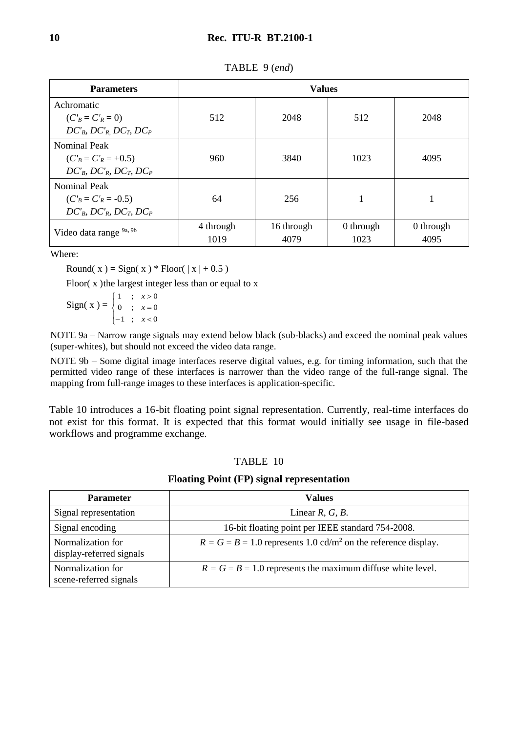TABLE 9 (*end*)

| Parameters | Values | | | |
|---|---|---|---|---|
| Achromatic<br>($C'_B = C'_R = 0$)<br>$DC'_B$, $DC'_R$, $DC_T$, $DC_P$ | 512 | 2048 | 512 | 2048 |
| Nominal Peak<br>($C'_B = C'_R = +0.5$)<br>$DC'_B$, $DC'_R$, $DC_T$, $DC_P$ | 960 | 3840 | 1023 | 4095 |
| Nominal Peak<br>($C'_B = C'_R = -0.5$)<br>$DC'_B$, $DC'_R$, $DC_T$, $DC_P$ | 64 | 256 | 1 | 1 |
| Video data range [9a, 9b] | 4 through 1019 | 16 through 4079 | 0 through 1023 | 0 through 4095 |

Where:

Round( x ) = Sign( x ) * Floor( | x | + 0.5 )

Floor( x )the largest integer less than or equal to x

$$\text{Sign}(x) = \begin{cases} 1 & ; \quad x > 0 \\ 0 & ; \quad x = 0 \\ -1 & ; \quad x < 0 \end{cases}$$

NOTE 9a – Narrow range signals may extend below black (sub-blacks) and exceed the nominal peak values (super-whites), but should not exceed the video data range.

NOTE 9b – Some digital image interfaces reserve digital values, e.g. for timing information, such that the permitted video range of these interfaces is narrower than the video range of the full-range signal. The mapping from full-range images to these interfaces is application-specific.

Table 10 introduces a 16-bit floating point signal representation. Currently, real-time interfaces do not exist for this format. It is expected that this format would initially see usage in file-based workflows and programme exchange.

TABLE 10

**Floating Point (FP) signal representation**

| Parameter | Values |
|---|---|
| Signal representation | Linear $R$, $G$, $B$. |
| Signal encoding | 16-bit floating point per IEEE standard 754-2008. |
| Normalization for display-referred signals | $R = G = B = 1.0$ represents 1.0 cd/m$^2$ on the reference display. |
| Normalization for scene-referred signals | $R = G = B = 1.0$ represents the maximum diffuse white level. |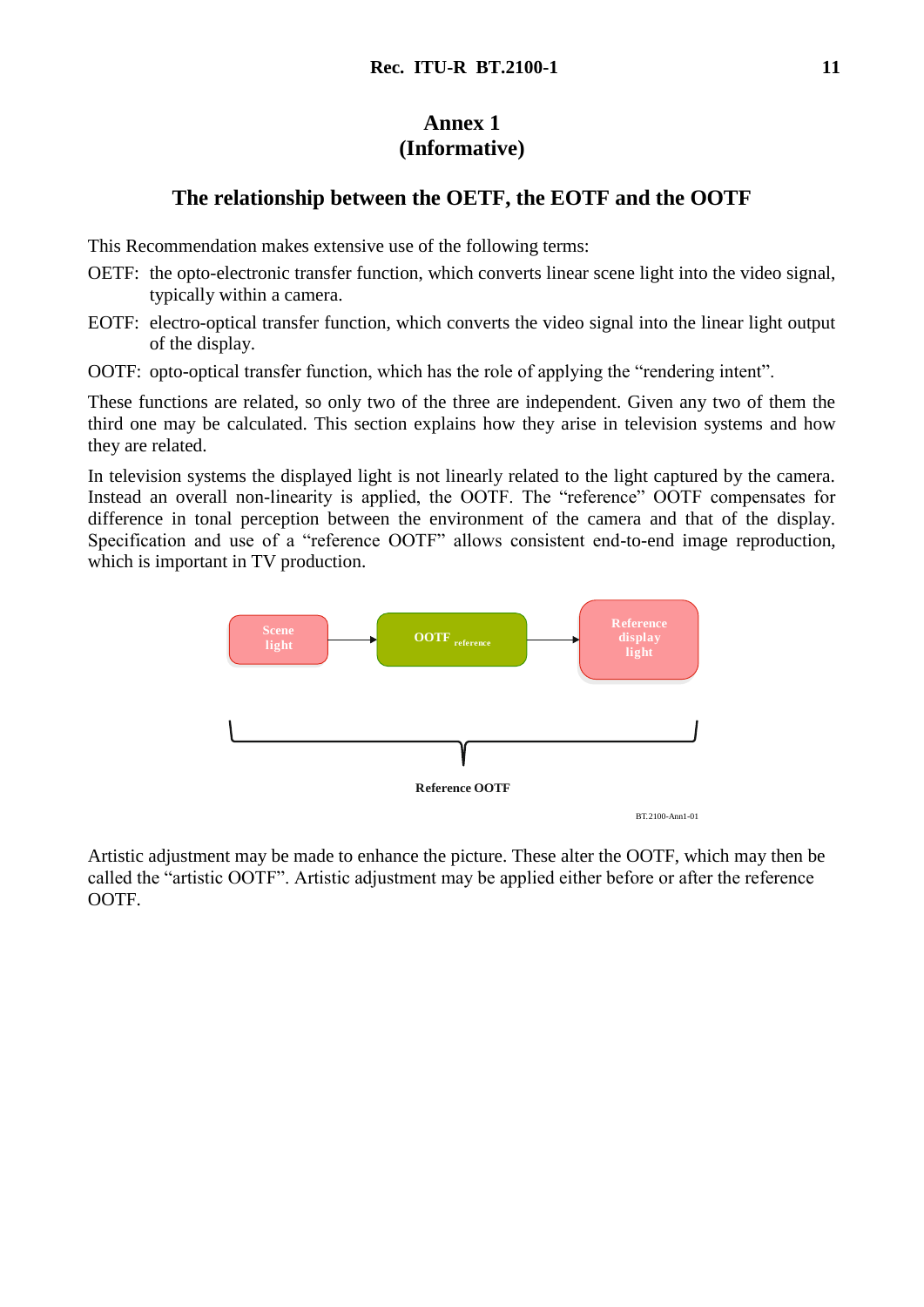# Annex 1
# (Informative)

## The relationship between the OETF, the EOTF and the OOTF

This Recommendation makes extensive use of the following terms:

OETF: the opto-electronic transfer function, which converts linear scene light into the video signal, typically within a camera.

EOTF: electro-optical transfer function, which converts the video signal into the linear light output of the display.

OOTF: opto-optical transfer function, which has the role of applying the "rendering intent".

These functions are related, so only two of the three are independent. Given any two of them the third one may be calculated. This section explains how they arise in television systems and how they are related.

In television systems the displayed light is not linearly related to the light captured by the camera. Instead an overall non-linearity is applied, the OOTF. The "reference" OOTF compensates for difference in tonal perception between the environment of the camera and that of the display. Specification and use of a "reference OOTF" allows consistent end-to-end image reproduction, which is important in TV production.

Scene light → OOTF reference → Reference display light

Reference OOTF

BT.2100-Ann1-01

Artistic adjustment may be made to enhance the picture. These alter the OOTF, which may then be called the "artistic OOTF". Artistic adjustment may be applied either before or after the reference OOTF.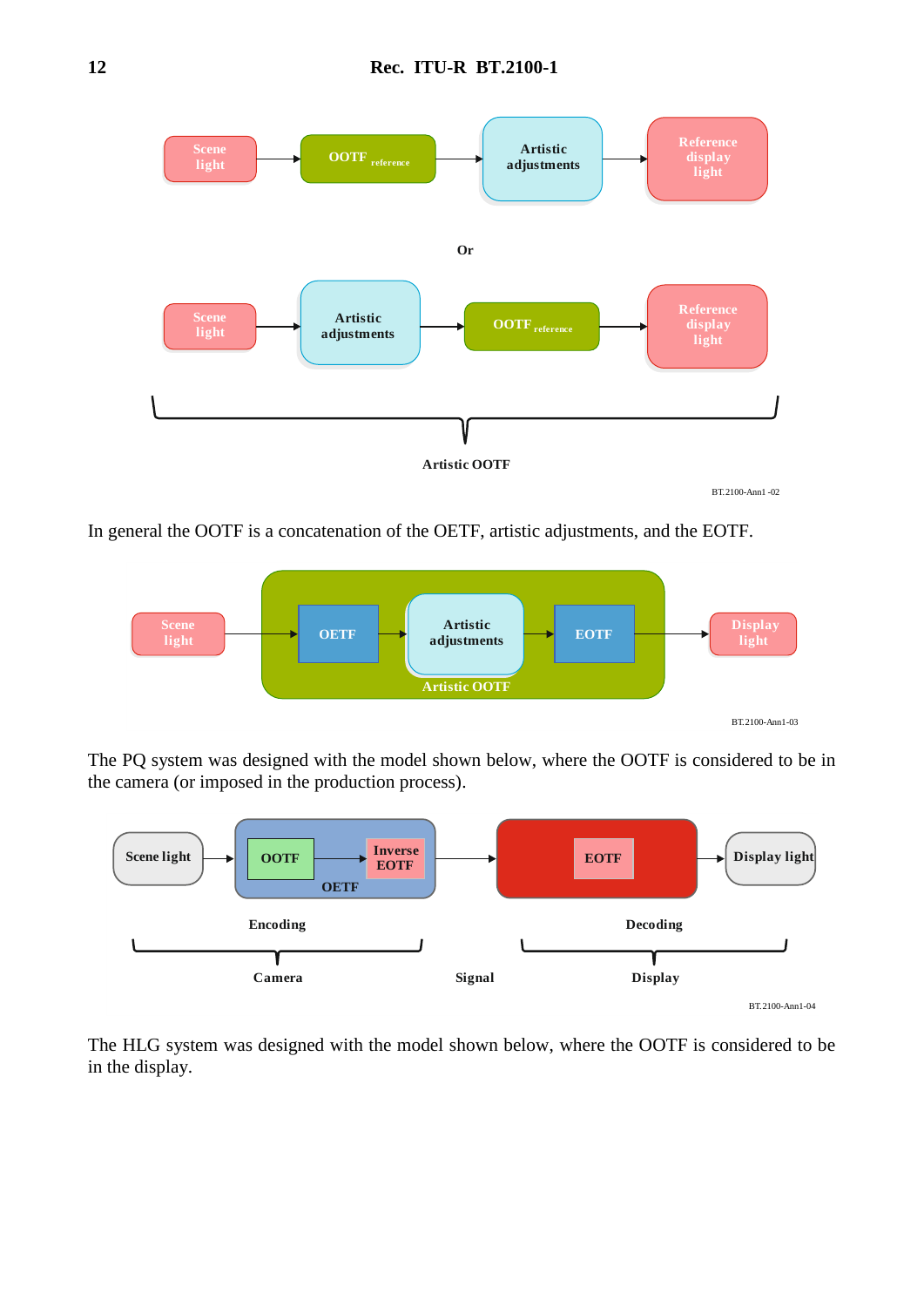Scene light → OOTF $_{reference}$ → Artistic adjustments → Reference display light

Or

Scene light → Artistic adjustments → OOTF $_{reference}$ → Reference display light

Artistic OOTF

BT.2100-Ann1-02

In general the OOTF is a concatenation of the OETF, artistic adjustments, and the EOTF.

Scene light → [OETF → Artistic adjustments → EOTF] (Artistic OOTF) → Display light

BT.2100-Ann1-03

The PQ system was designed with the model shown below, where the OOTF is considered to be in the camera (or imposed in the production process).

Scene light → [OOTF → Inverse EOTF] (OETF) → [EOTF] → Display light

Encoding — Camera; Signal; Decoding — Display

BT.2100-Ann1-04

The HLG system was designed with the model shown below, where the OOTF is considered to be in the display.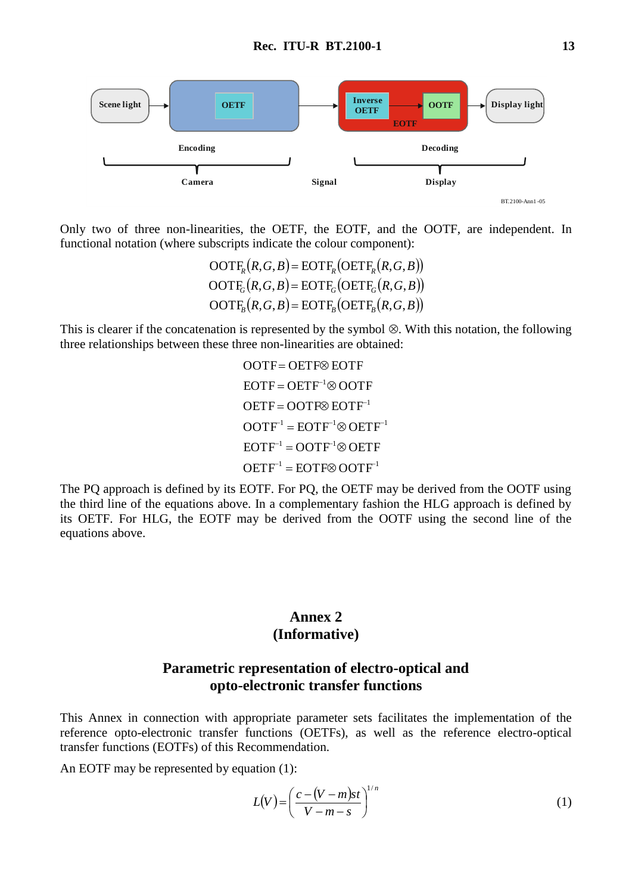Only two of three non-linearities, the OETF, the EOTF, and the OOTF, are independent. In functional notation (where subscripts indicate the colour component):

$$\mathrm{OOTF}_R(R,G,B) = \mathrm{EOTF}_R(\mathrm{OETF}_R(R,G,B))$$
$$\mathrm{OOTF}_G(R,G,B) = \mathrm{EOTF}_G(\mathrm{OETF}_G(R,G,B))$$
$$\mathrm{OOTF}_B(R,G,B) = \mathrm{EOTF}_B(\mathrm{OETF}_B(R,G,B))$$

This is clearer if the concatenation is represented by the symbol ⊗. With this notation, the following three relationships between these three non-linearities are obtained:

$$\mathrm{OOTF} = \mathrm{OETF} \otimes \mathrm{EOTF}$$
$$\mathrm{EOTF} = \mathrm{OETF}^{-1} \otimes \mathrm{OOTF}$$
$$\mathrm{OETF} = \mathrm{OOTF} \otimes \mathrm{EOTF}^{-1}$$
$$\mathrm{OOTF}^{-1} = \mathrm{EOTF}^{-1} \otimes \mathrm{OETF}^{-1}$$
$$\mathrm{EOTF}^{-1} = \mathrm{OOTF}^{-1} \otimes \mathrm{OETF}$$
$$\mathrm{OETF}^{-1} = \mathrm{EOTF} \otimes \mathrm{OOTF}^{-1}$$

The PQ approach is defined by its EOTF. For PQ, the OETF may be derived from the OOTF using the third line of the equations above. In a complementary fashion the HLG approach is defined by its OETF. For HLG, the EOTF may be derived from the OOTF using the second line of the equations above.

# Annex 2
# (Informative)

## Parametric representation of electro-optical and opto-electronic transfer functions

This Annex in connection with appropriate parameter sets facilitates the implementation of the reference opto-electronic transfer functions (OETFs), as well as the reference electro-optical transfer functions (EOTFs) of this Recommendation.

An EOTF may be represented by equation (1):

$$L(V) = \left( \frac{c - (V - m)st}{V - m - s} \right)^{1/n} \tag{1}$$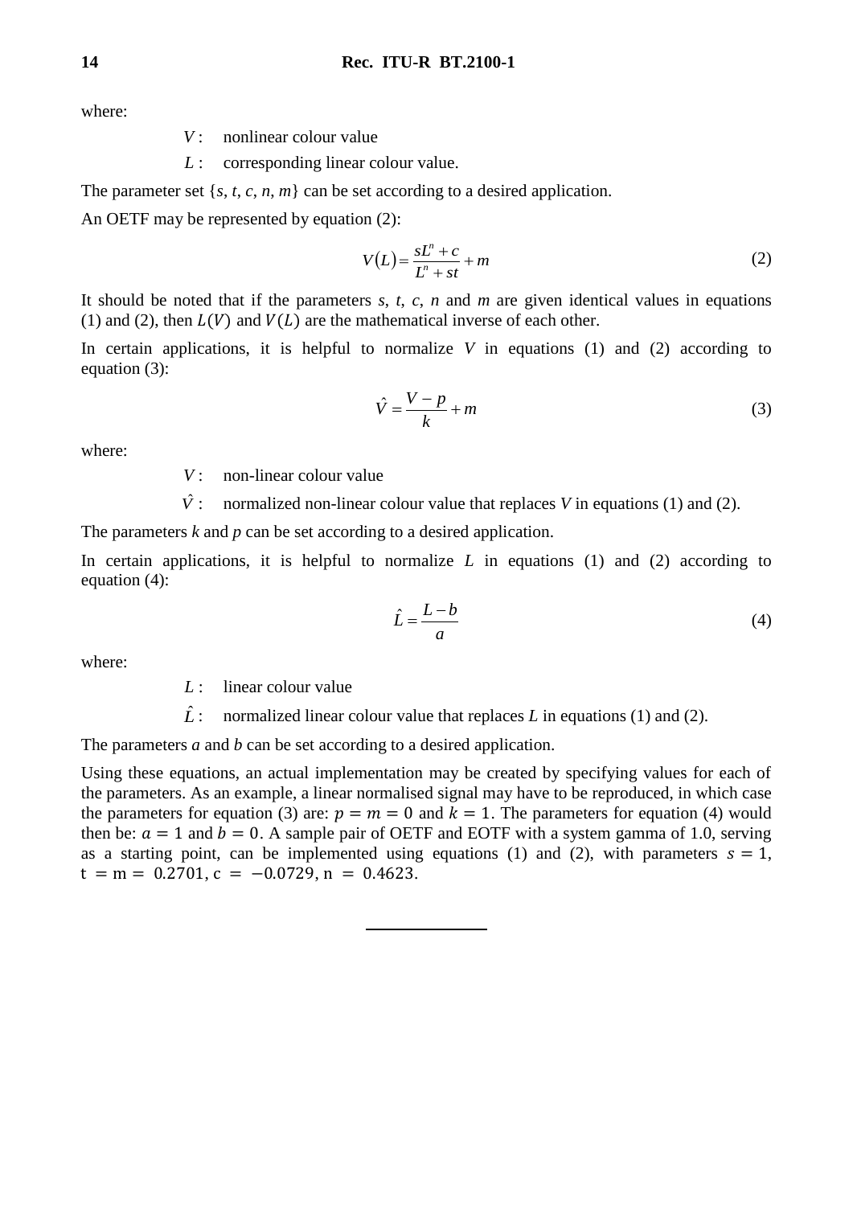where:

$V$ : nonlinear colour value

$L$ : corresponding linear colour value.

The parameter set {$s$, $t$, $c$, $n$, $m$} can be set according to a desired application.

An OETF may be represented by equation (2):

$$V(L) = \frac{sL^n + c}{L^n + st} + m \tag{2}$$

It should be noted that if the parameters $s$, $t$, $c$, $n$ and $m$ are given identical values in equations (1) and (2), then $L(V)$ and $V(L)$ are the mathematical inverse of each other.

In certain applications, it is helpful to normalize $V$ in equations (1) and (2) according to equation (3):

$$\hat{V} = \frac{V - p}{k} + m \tag{3}$$

where:

$V$ : non-linear colour value

$\hat{V}$ : normalized non-linear colour value that replaces $V$ in equations (1) and (2).

The parameters $k$ and $p$ can be set according to a desired application.

In certain applications, it is helpful to normalize $L$ in equations (1) and (2) according to equation (4):

$$\hat{L} = \frac{L - b}{a} \tag{4}$$

where:

$L$ : linear colour value

$\hat{L}$ : normalized linear colour value that replaces $L$ in equations (1) and (2).

The parameters $a$ and $b$ can be set according to a desired application.

Using these equations, an actual implementation may be created by specifying values for each of the parameters. As an example, a linear normalised signal may have to be reproduced, in which case the parameters for equation (3) are: $p = m = 0$ and $k = 1$. The parameters for equation (4) would then be: $a = 1$ and $b = 0$. A sample pair of OETF and EOTF with a system gamma of 1.0, serving as a starting point, can be implemented using equations (1) and (2), with parameters $s = 1$, $t = m = 0.2701$, $c = -0.0729$, $n = 0.4623$.